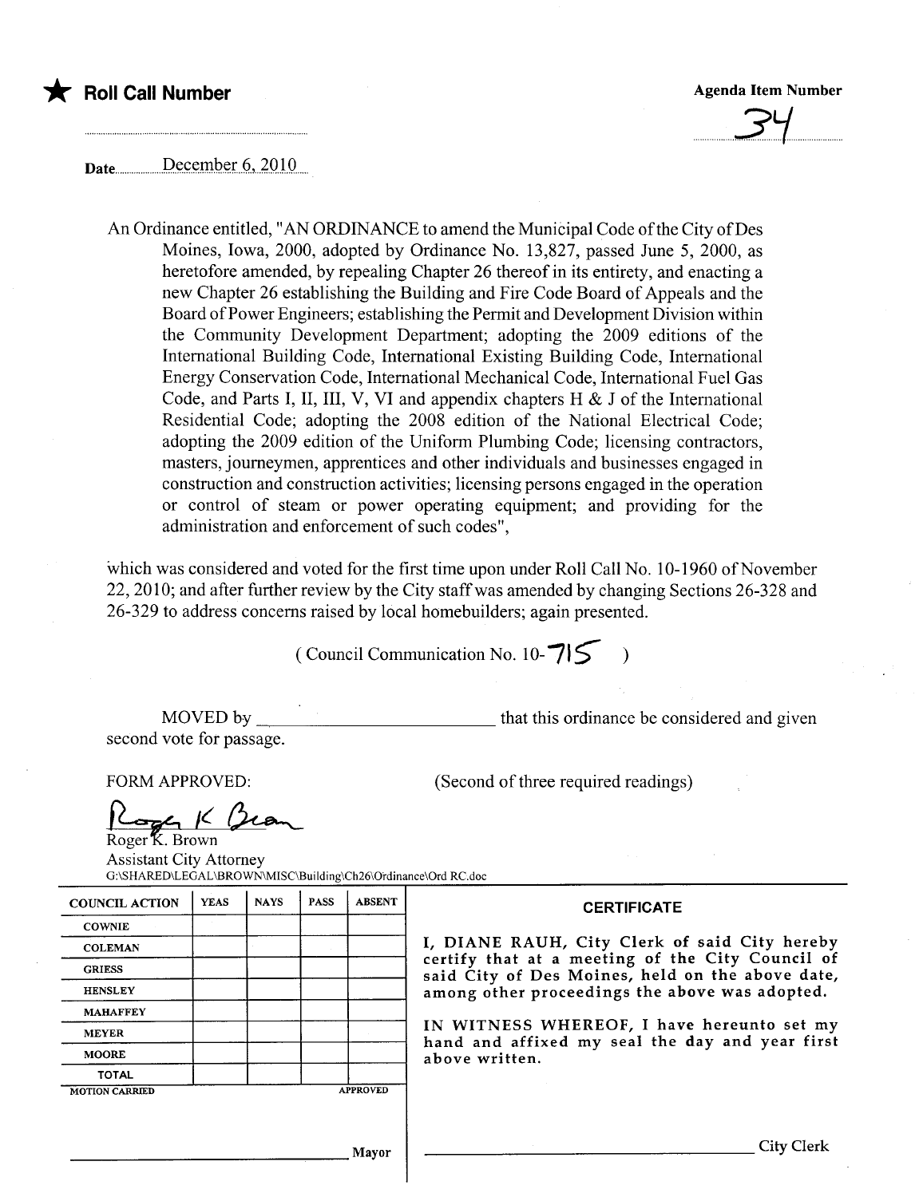★ **Roll Call Number**

**Agenda Item Number**

34

Date December 6, 2010

An Ordinance entitled, "AN ORDINANCE to amend the Municipal Code of the City of Des Moines, Iowa, 2000, adopted by Ordinance No. 13,827, passed June 5, 2000, as heretofore amended, by repealing Chapter 26 thereof in its entirety, and enacting a new Chapter 26 establishing the Building and Fire Code Board of Appeals and the Board of Power Engineers; establishing the Permit and Development Division within the Community Development Department; adopting the 2009 editions of the International Building Code, International Existing Building Code, International Energy Conservation Code, International Mechanical Code, International Fuel Gas Code, and Parts I, II, III, V, VI and appendix chapters H & J of the International Residential Code; adopting the 2008 edition of the National Electrical Code; adopting the 2009 edition of the Uniform Plumbing Code; licensing contractors, masters, journeymen, apprentices and other individuals and businesses engaged in construction and construction activities; licensing persons engaged in the operation or control of steam or power operating equipment; and providing for the administration and enforcement of such codes",

which was considered and voted for the first time upon under Roll Call No. 10-1960 of November 22, 2010; and after further review by the City staff was amended by changing Sections 26-328 and 26-329 to address concerns raised by local homebuilders; again presented.

( Council Communication No. 10-715 )

MOVED by \_\_\_\_\_\_\_\_\_\_\_\_\_\_\_\_\_\_\_\_\_\_\_\_ that this ordinance be considered and given second vote for passage.

FORM APPROVED: (Second of three required readings)

Roger K. Brown
Assistant City Attorney
G:\SHARED\LEGAL\BROWN\MISC\Building\Ch26\Ordinance\Ord RC.doc

| COUNCIL ACTION | YEAS | NAYS | PASS | ABSENT |
|---|---|---|---|---|
| COWNIE | | | | |
| COLEMAN | | | | |
| GRIESS | | | | |
| HENSLEY | | | | |
| MAHAFFEY | | | | |
| MEYER | | | | |
| MOORE | | | | |
| TOTAL | | | | |

MOTION CARRIED APPROVED

\_\_\_\_\_\_\_\_\_\_\_\_\_\_\_\_\_\_\_\_\_\_\_\_ Mayor

**CERTIFICATE**

I, DIANE RAUH, City Clerk of said City hereby certify that at a meeting of the City Council of said City of Des Moines, held on the above date, among other proceedings the above was adopted.

IN WITNESS WHEREOF, I have hereunto set my hand and affixed my seal the day and year first above written.

\_\_\_\_\_\_\_\_\_\_\_\_\_\_\_\_\_\_\_\_\_\_\_\_ City Clerk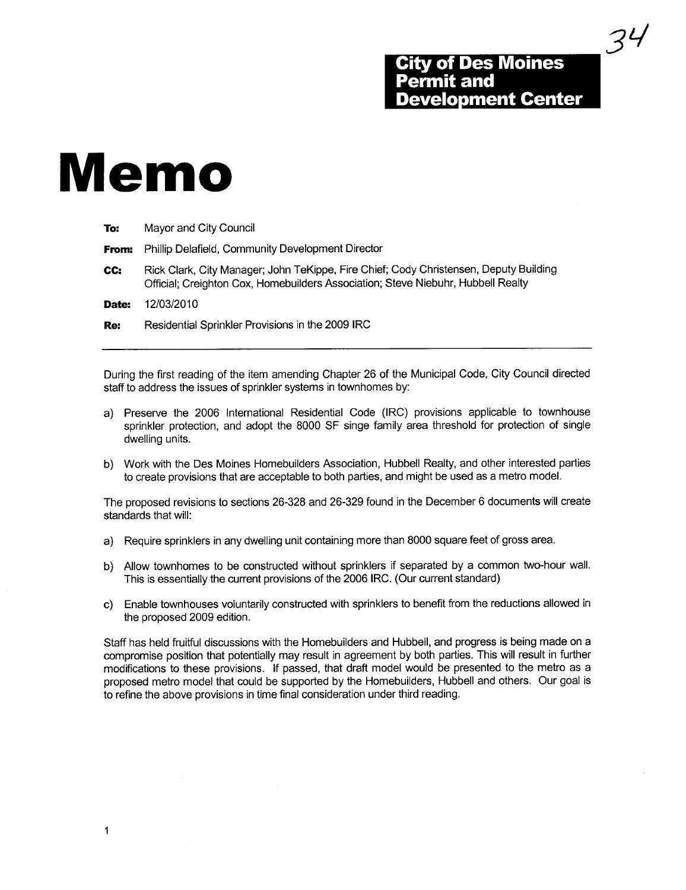**City of Des Moines**
**Permit and**
**Development Center**

# Memo

**To:** Mayor and City Council

**From:** Phillip Delafield, Community Development Director

**CC:** Rick Clark, City Manager; John TeKippe, Fire Chief; Cody Christensen, Deputy Building Official; Creighton Cox, Homebuilders Association; Steve Niebuhr, Hubbell Realty

**Date:** 12/03/2010

**Re:** Residential Sprinkler Provisions in the 2009 IRC

---

During the first reading of the item amending Chapter 26 of the Municipal Code, City Council directed staff to address the issues of sprinkler systems in townhomes by:

a) Preserve the 2006 International Residential Code (IRC) provisions applicable to townhouse sprinkler protection, and adopt the 8000 SF singe family area threshold for protection of single dwelling units.

b) Work with the Des Moines Homebuilders Association, Hubbell Realty, and other interested parties to create provisions that are acceptable to both parties, and might be used as a metro model.

The proposed revisions to sections 26-328 and 26-329 found in the December 6 documents will create standards that will:

a) Require sprinklers in any dwelling unit containing more than 8000 square feet of gross area.

b) Allow townhomes to be constructed without sprinklers if separated by a common two-hour wall. This is essentially the current provisions of the 2006 IRC. (Our current standard)

c) Enable townhouses voluntarily constructed with sprinklers to benefit from the reductions allowed in the proposed 2009 edition.

Staff has held fruitful discussions with the Homebuilders and Hubbell, and progress is being made on a compromise position that potentially may result in agreement by both parties. This will result in further modifications to these provisions. If passed, that draft model would be presented to the metro as a proposed metro model that could be supported by the Homebuilders, Hubbell and others. Our goal is to refine the above provisions in time final consideration under third reading.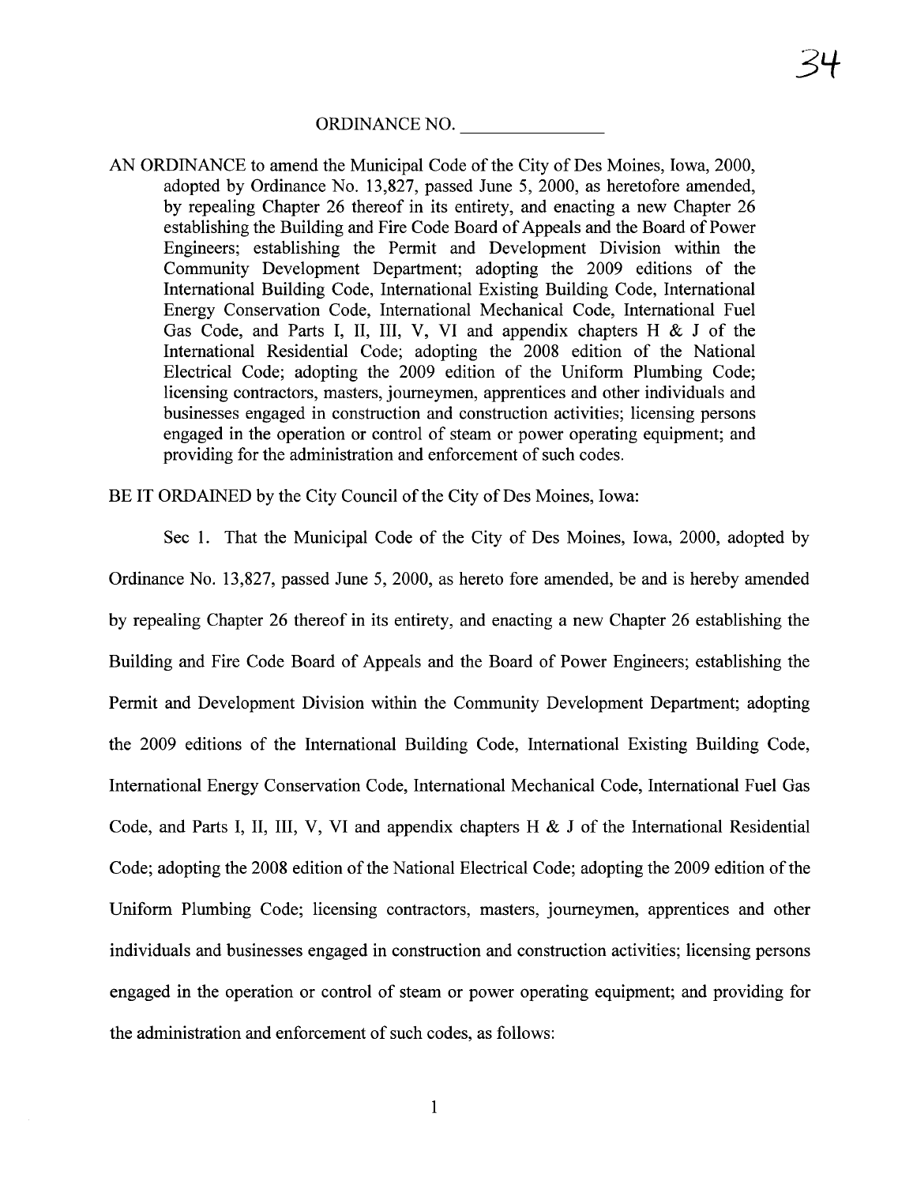ORDINANCE NO. _______________

AN ORDINANCE to amend the Municipal Code of the City of Des Moines, Iowa, 2000, adopted by Ordinance No. 13,827, passed June 5, 2000, as heretofore amended, by repealing Chapter 26 thereof in its entirety, and enacting a new Chapter 26 establishing the Building and Fire Code Board of Appeals and the Board of Power Engineers; establishing the Permit and Development Division within the Community Development Department; adopting the 2009 editions of the International Building Code, International Existing Building Code, International Energy Conservation Code, International Mechanical Code, International Fuel Gas Code, and Parts I, II, III, V, VI and appendix chapters H & J of the International Residential Code; adopting the 2008 edition of the National Electrical Code; adopting the 2009 edition of the Uniform Plumbing Code; licensing contractors, masters, journeymen, apprentices and other individuals and businesses engaged in construction and construction activities; licensing persons engaged in the operation or control of steam or power operating equipment; and providing for the administration and enforcement of such codes.

BE IT ORDAINED by the City Council of the City of Des Moines, Iowa:

Sec 1. That the Municipal Code of the City of Des Moines, Iowa, 2000, adopted by Ordinance No. 13,827, passed June 5, 2000, as hereto fore amended, be and is hereby amended by repealing Chapter 26 thereof in its entirety, and enacting a new Chapter 26 establishing the Building and Fire Code Board of Appeals and the Board of Power Engineers; establishing the Permit and Development Division within the Community Development Department; adopting the 2009 editions of the International Building Code, International Existing Building Code, International Energy Conservation Code, International Mechanical Code, International Fuel Gas Code, and Parts I, II, III, V, VI and appendix chapters H & J of the International Residential Code; adopting the 2008 edition of the National Electrical Code; adopting the 2009 edition of the Uniform Plumbing Code; licensing contractors, masters, journeymen, apprentices and other individuals and businesses engaged in construction and construction activities; licensing persons engaged in the operation or control of steam or power operating equipment; and providing for the administration and enforcement of such codes, as follows: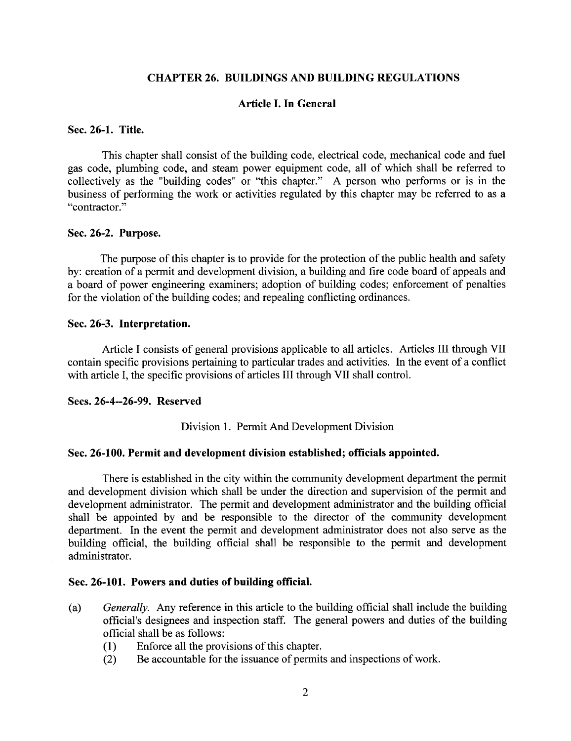## CHAPTER 26. BUILDINGS AND BUILDING REGULATIONS

### Article I. In General

**Sec. 26-1. Title.**

This chapter shall consist of the building code, electrical code, mechanical code and fuel gas code, plumbing code, and steam power equipment code, all of which shall be referred to collectively as the "building codes" or "this chapter." A person who performs or is in the business of performing the work or activities regulated by this chapter may be referred to as a "contractor."

**Sec. 26-2. Purpose.**

The purpose of this chapter is to provide for the protection of the public health and safety by: creation of a permit and development division, a building and fire code board of appeals and a board of power engineering examiners; adoption of building codes; enforcement of penalties for the violation of the building codes; and repealing conflicting ordinances.

**Sec. 26-3. Interpretation.**

Article I consists of general provisions applicable to all articles. Articles III through VII contain specific provisions pertaining to particular trades and activities. In the event of a conflict with article I, the specific provisions of articles III through VII shall control.

**Secs. 26-4--26-99. Reserved**

Division 1. Permit And Development Division

**Sec. 26-100. Permit and development division established; officials appointed.**

There is established in the city within the community development department the permit and development division which shall be under the direction and supervision of the permit and development administrator. The permit and development administrator and the building official shall be appointed by and be responsible to the director of the community development department. In the event the permit and development administrator does not also serve as the building official, the building official shall be responsible to the permit and development administrator.

**Sec. 26-101. Powers and duties of building official.**

(a) *Generally.* Any reference in this article to the building official shall include the building official's designees and inspection staff. The general powers and duties of the building official shall be as follows:

 (1) Enforce all the provisions of this chapter.

 (2) Be accountable for the issuance of permits and inspections of work.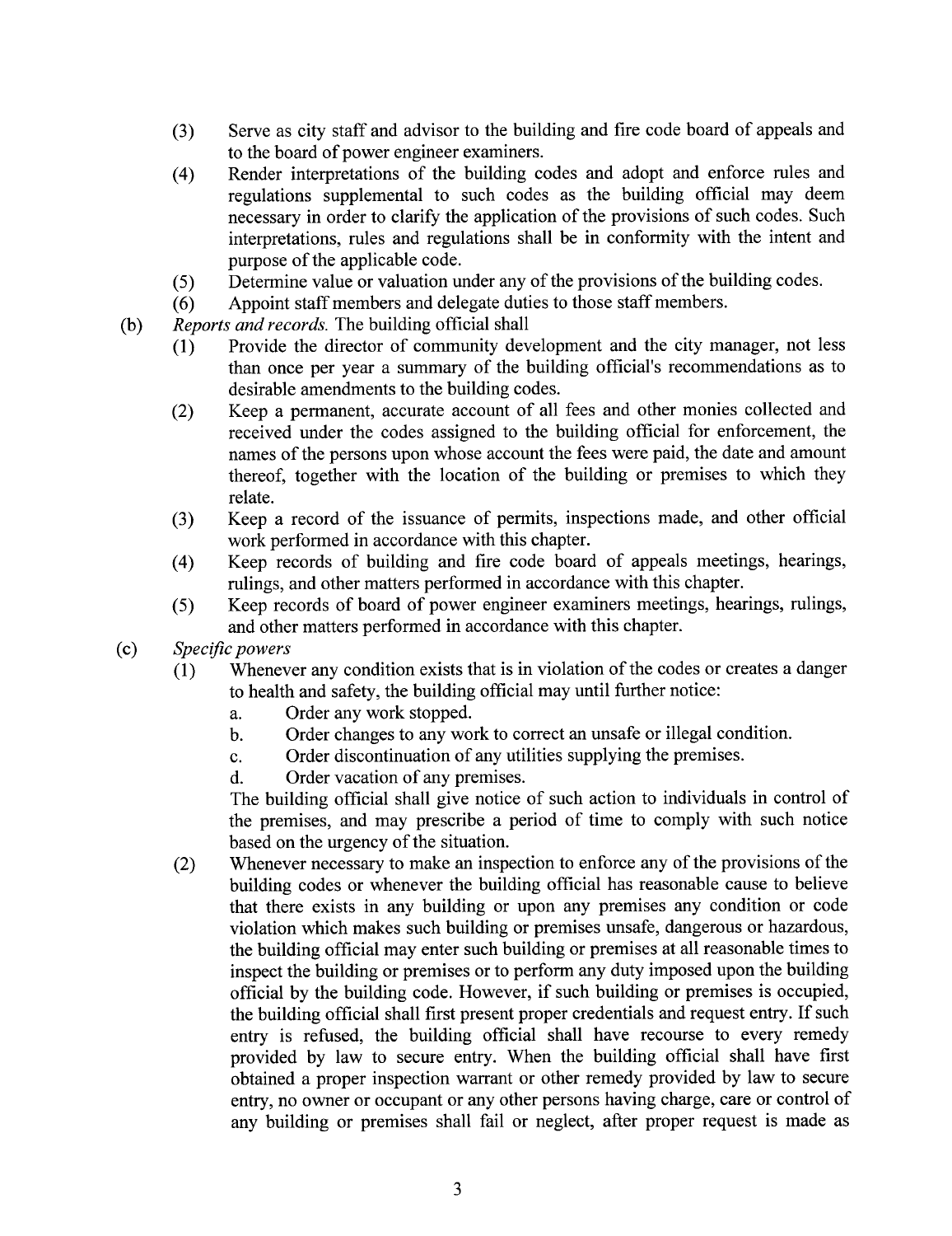(3) Serve as city staff and advisor to the building and fire code board of appeals and to the board of power engineer examiners.

(4) Render interpretations of the building codes and adopt and enforce rules and regulations supplemental to such codes as the building official may deem necessary in order to clarify the application of the provisions of such codes. Such interpretations, rules and regulations shall be in conformity with the intent and purpose of the applicable code.

(5) Determine value or valuation under any of the provisions of the building codes.

(6) Appoint staff members and delegate duties to those staff members.

(b) *Reports and records.* The building official shall

(1) Provide the director of community development and the city manager, not less than once per year a summary of the building official's recommendations as to desirable amendments to the building codes.

(2) Keep a permanent, accurate account of all fees and other monies collected and received under the codes assigned to the building official for enforcement, the names of the persons upon whose account the fees were paid, the date and amount thereof, together with the location of the building or premises to which they relate.

(3) Keep a record of the issuance of permits, inspections made, and other official work performed in accordance with this chapter.

(4) Keep records of building and fire code board of appeals meetings, hearings, rulings, and other matters performed in accordance with this chapter.

(5) Keep records of board of power engineer examiners meetings, hearings, rulings, and other matters performed in accordance with this chapter.

(c) *Specific powers*

(1) Whenever any condition exists that is in violation of the codes or creates a danger to health and safety, the building official may until further notice:

a. Order any work stopped.

b. Order changes to any work to correct an unsafe or illegal condition.

c. Order discontinuation of any utilities supplying the premises.

d. Order vacation of any premises.

The building official shall give notice of such action to individuals in control of the premises, and may prescribe a period of time to comply with such notice based on the urgency of the situation.

(2) Whenever necessary to make an inspection to enforce any of the provisions of the building codes or whenever the building official has reasonable cause to believe that there exists in any building or upon any premises any condition or code violation which makes such building or premises unsafe, dangerous or hazardous, the building official may enter such building or premises at all reasonable times to inspect the building or premises or to perform any duty imposed upon the building official by the building code. However, if such building or premises is occupied, the building official shall first present proper credentials and request entry. If such entry is refused, the building official shall have recourse to every remedy provided by law to secure entry. When the building official shall have first obtained a proper inspection warrant or other remedy provided by law to secure entry, no owner or occupant or any other persons having charge, care or control of any building or premises shall fail or neglect, after proper request is made as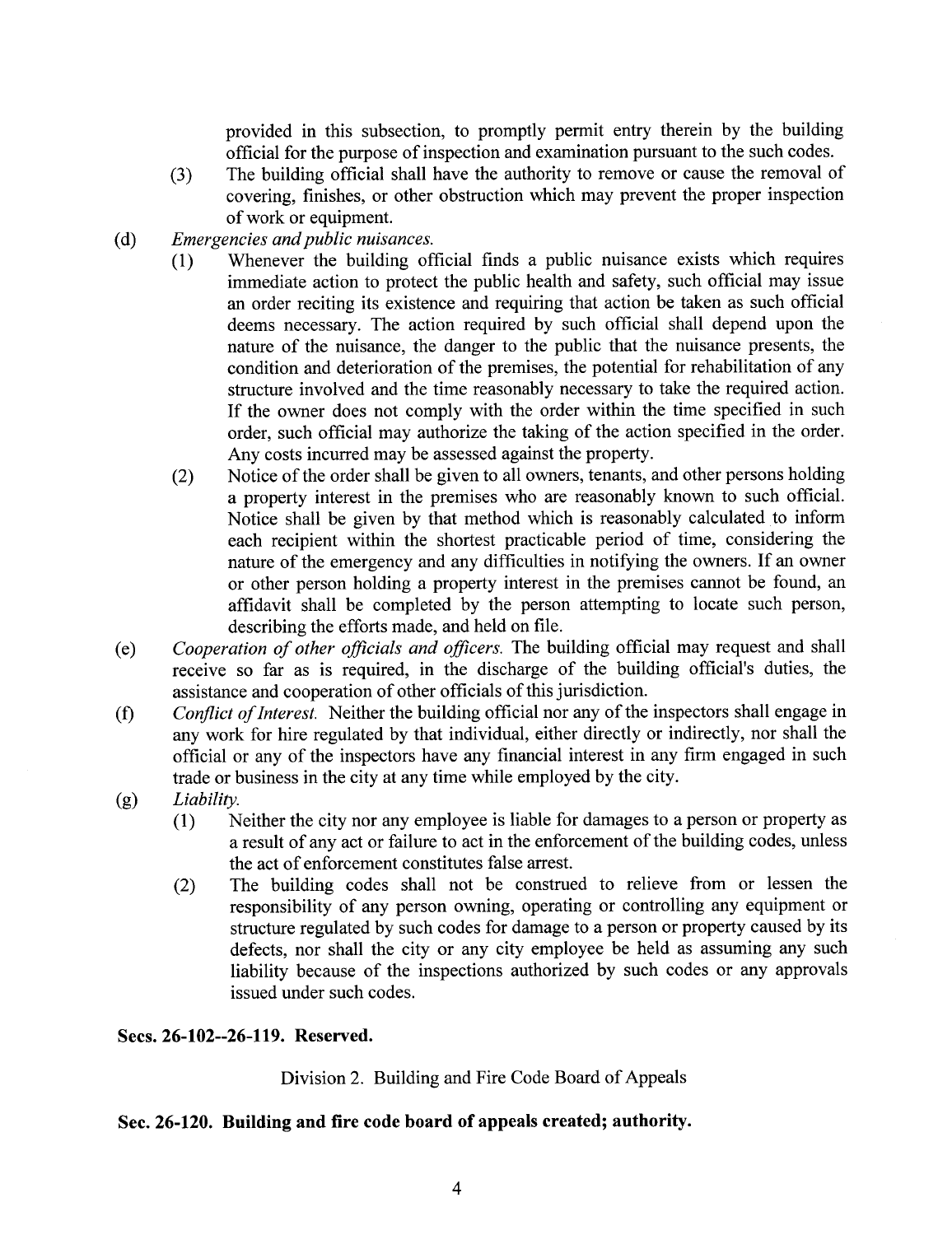provided in this subsection, to promptly permit entry therein by the building official for the purpose of inspection and examination pursuant to the such codes.

(3) The building official shall have the authority to remove or cause the removal of covering, finishes, or other obstruction which may prevent the proper inspection of work or equipment.

(d) *Emergencies and public nuisances.*

(1) Whenever the building official finds a public nuisance exists which requires immediate action to protect the public health and safety, such official may issue an order reciting its existence and requiring that action be taken as such official deems necessary. The action required by such official shall depend upon the nature of the nuisance, the danger to the public that the nuisance presents, the condition and deterioration of the premises, the potential for rehabilitation of any structure involved and the time reasonably necessary to take the required action. If the owner does not comply with the order within the time specified in such order, such official may authorize the taking of the action specified in the order. Any costs incurred may be assessed against the property.

(2) Notice of the order shall be given to all owners, tenants, and other persons holding a property interest in the premises who are reasonably known to such official. Notice shall be given by that method which is reasonably calculated to inform each recipient within the shortest practicable period of time, considering the nature of the emergency and any difficulties in notifying the owners. If an owner or other person holding a property interest in the premises cannot be found, an affidavit shall be completed by the person attempting to locate such person, describing the efforts made, and held on file.

(e) *Cooperation of other officials and officers.* The building official may request and shall receive so far as is required, in the discharge of the building official's duties, the assistance and cooperation of other officials of this jurisdiction.

(f) *Conflict of Interest.* Neither the building official nor any of the inspectors shall engage in any work for hire regulated by that individual, either directly or indirectly, nor shall the official or any of the inspectors have any financial interest in any firm engaged in such trade or business in the city at any time while employed by the city.

(g) *Liability.*

(1) Neither the city nor any employee is liable for damages to a person or property as a result of any act or failure to act in the enforcement of the building codes, unless the act of enforcement constitutes false arrest.

(2) The building codes shall not be construed to relieve from or lessen the responsibility of any person owning, operating or controlling any equipment or structure regulated by such codes for damage to a person or property caused by its defects, nor shall the city or any city employee be held as assuming any such liability because of the inspections authorized by such codes or any approvals issued under such codes.

**Secs. 26-102--26-119. Reserved.**

Division 2. Building and Fire Code Board of Appeals

**Sec. 26-120. Building and fire code board of appeals created; authority.**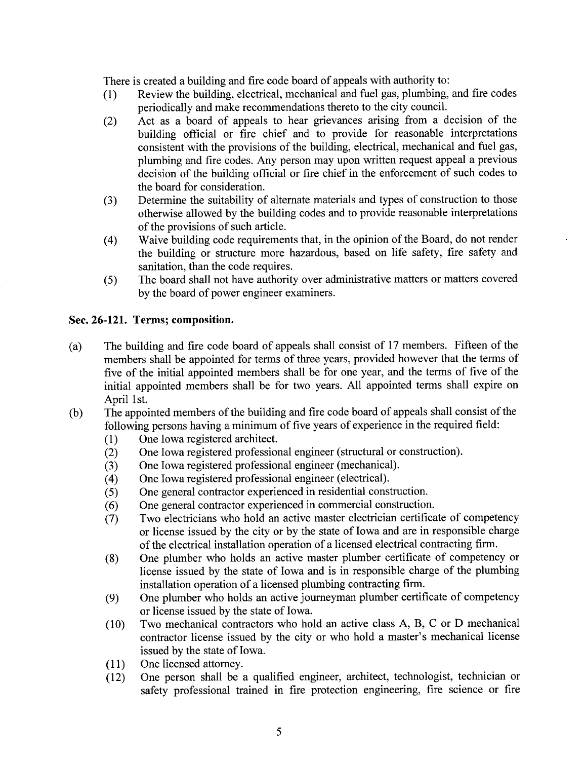There is created a building and fire code board of appeals with authority to:

(1) Review the building, electrical, mechanical and fuel gas, plumbing, and fire codes periodically and make recommendations thereto to the city council.

(2) Act as a board of appeals to hear grievances arising from a decision of the building official or fire chief and to provide for reasonable interpretations consistent with the provisions of the building, electrical, mechanical and fuel gas, plumbing and fire codes. Any person may upon written request appeal a previous decision of the building official or fire chief in the enforcement of such codes to the board for consideration.

(3) Determine the suitability of alternate materials and types of construction to those otherwise allowed by the building codes and to provide reasonable interpretations of the provisions of such article.

(4) Waive building code requirements that, in the opinion of the Board, do not render the building or structure more hazardous, based on life safety, fire safety and sanitation, than the code requires.

(5) The board shall not have authority over administrative matters or matters covered by the board of power engineer examiners.

**Sec. 26-121. Terms; composition.**

(a) The building and fire code board of appeals shall consist of 17 members. Fifteen of the members shall be appointed for terms of three years, provided however that the terms of five of the initial appointed members shall be for one year, and the terms of five of the initial appointed members shall be for two years. All appointed terms shall expire on April 1st.

(b) The appointed members of the building and fire code board of appeals shall consist of the following persons having a minimum of five years of experience in the required field:

(1) One Iowa registered architect.

(2) One Iowa registered professional engineer (structural or construction).

(3) One Iowa registered professional engineer (mechanical).

(4) One Iowa registered professional engineer (electrical).

(5) One general contractor experienced in residential construction.

(6) One general contractor experienced in commercial construction.

(7) Two electricians who hold an active master electrician certificate of competency or license issued by the city or by the state of Iowa and are in responsible charge of the electrical installation operation of a licensed electrical contracting firm.

(8) One plumber who holds an active master plumber certificate of competency or license issued by the state of Iowa and is in responsible charge of the plumbing installation operation of a licensed plumbing contracting firm.

(9) One plumber who holds an active journeyman plumber certificate of competency or license issued by the state of Iowa.

(10) Two mechanical contractors who hold an active class A, B, C or D mechanical contractor license issued by the city or who hold a master's mechanical license issued by the state of Iowa.

(11) One licensed attorney.

(12) One person shall be a qualified engineer, architect, technologist, technician or safety professional trained in fire protection engineering, fire science or fire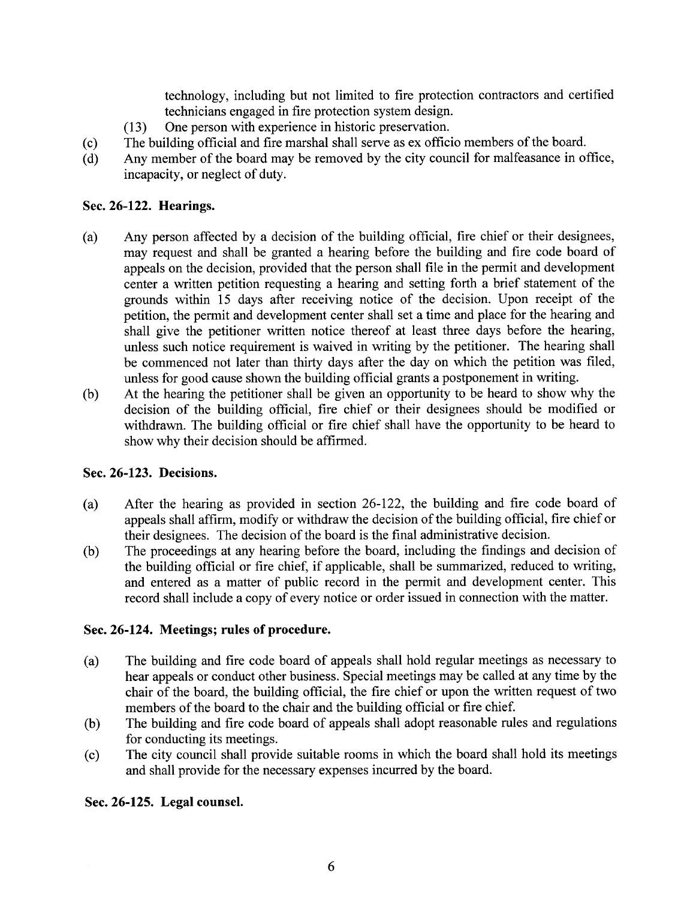technology, including but not limited to fire protection contractors and certified technicians engaged in fire protection system design.

(13) One person with experience in historic preservation.

(c) The building official and fire marshal shall serve as ex officio members of the board.

(d) Any member of the board may be removed by the city council for malfeasance in office, incapacity, or neglect of duty.

### Sec. 26-122. Hearings.

(a) Any person affected by a decision of the building official, fire chief or their designees, may request and shall be granted a hearing before the building and fire code board of appeals on the decision, provided that the person shall file in the permit and development center a written petition requesting a hearing and setting forth a brief statement of the grounds within 15 days after receiving notice of the decision. Upon receipt of the petition, the permit and development center shall set a time and place for the hearing and shall give the petitioner written notice thereof at least three days before the hearing, unless such notice requirement is waived in writing by the petitioner. The hearing shall be commenced not later than thirty days after the day on which the petition was filed, unless for good cause shown the building official grants a postponement in writing.

(b) At the hearing the petitioner shall be given an opportunity to be heard to show why the decision of the building official, fire chief or their designees should be modified or withdrawn. The building official or fire chief shall have the opportunity to be heard to show why their decision should be affirmed.

### Sec. 26-123. Decisions.

(a) After the hearing as provided in section 26-122, the building and fire code board of appeals shall affirm, modify or withdraw the decision of the building official, fire chief or their designees. The decision of the board is the final administrative decision.

(b) The proceedings at any hearing before the board, including the findings and decision of the building official or fire chief, if applicable, shall be summarized, reduced to writing, and entered as a matter of public record in the permit and development center. This record shall include a copy of every notice or order issued in connection with the matter.

### Sec. 26-124. Meetings; rules of procedure.

(a) The building and fire code board of appeals shall hold regular meetings as necessary to hear appeals or conduct other business. Special meetings may be called at any time by the chair of the board, the building official, the fire chief or upon the written request of two members of the board to the chair and the building official or fire chief.

(b) The building and fire code board of appeals shall adopt reasonable rules and regulations for conducting its meetings.

(c) The city council shall provide suitable rooms in which the board shall hold its meetings and shall provide for the necessary expenses incurred by the board.

### Sec. 26-125. Legal counsel.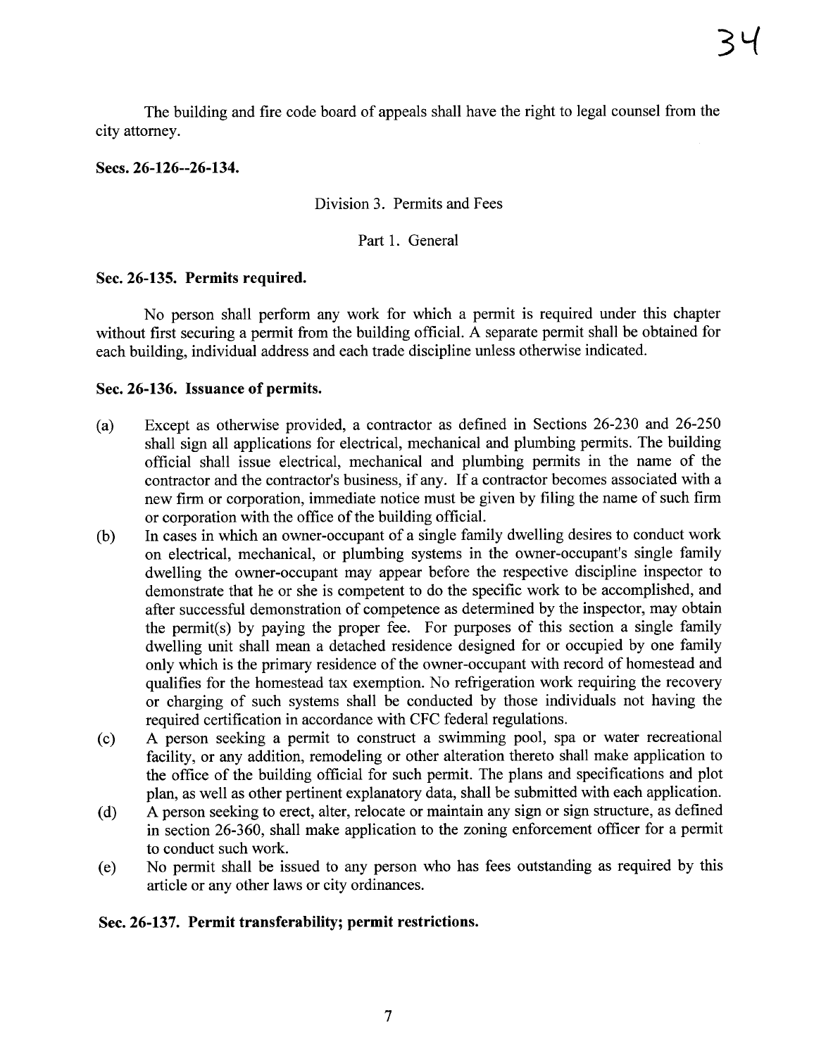The building and fire code board of appeals shall have the right to legal counsel from the city attorney.

**Secs. 26-126--26-134.**

Division 3. Permits and Fees

Part 1. General

**Sec. 26-135. Permits required.**

No person shall perform any work for which a permit is required under this chapter without first securing a permit from the building official. A separate permit shall be obtained for each building, individual address and each trade discipline unless otherwise indicated.

**Sec. 26-136. Issuance of permits.**

(a) Except as otherwise provided, a contractor as defined in Sections 26-230 and 26-250 shall sign all applications for electrical, mechanical and plumbing permits. The building official shall issue electrical, mechanical and plumbing permits in the name of the contractor and the contractor's business, if any. If a contractor becomes associated with a new firm or corporation, immediate notice must be given by filing the name of such firm or corporation with the office of the building official.

(b) In cases in which an owner-occupant of a single family dwelling desires to conduct work on electrical, mechanical, or plumbing systems in the owner-occupant's single family dwelling the owner-occupant may appear before the respective discipline inspector to demonstrate that he or she is competent to do the specific work to be accomplished, and after successful demonstration of competence as determined by the inspector, may obtain the permit(s) by paying the proper fee. For purposes of this section a single family dwelling unit shall mean a detached residence designed for or occupied by one family only which is the primary residence of the owner-occupant with record of homestead and qualifies for the homestead tax exemption. No refrigeration work requiring the recovery or charging of such systems shall be conducted by those individuals not having the required certification in accordance with CFC federal regulations.

(c) A person seeking a permit to construct a swimming pool, spa or water recreational facility, or any addition, remodeling or other alteration thereto shall make application to the office of the building official for such permit. The plans and specifications and plot plan, as well as other pertinent explanatory data, shall be submitted with each application.

(d) A person seeking to erect, alter, relocate or maintain any sign or sign structure, as defined in section 26-360, shall make application to the zoning enforcement officer for a permit to conduct such work.

(e) No permit shall be issued to any person who has fees outstanding as required by this article or any other laws or city ordinances.

**Sec. 26-137. Permit transferability; permit restrictions.**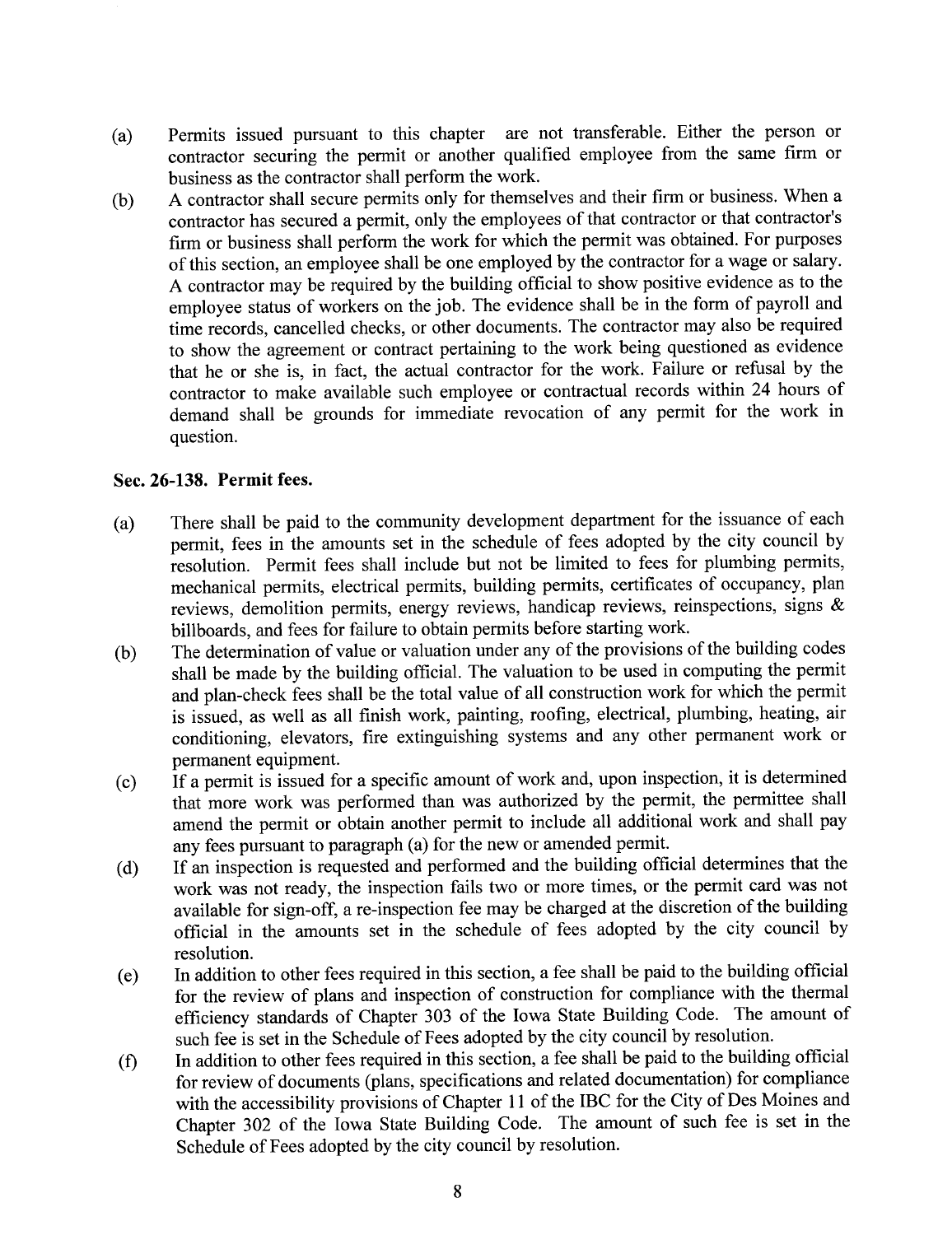(a) Permits issued pursuant to this chapter are not transferable. Either the person or contractor securing the permit or another qualified employee from the same firm or business as the contractor shall perform the work.

(b) A contractor shall secure permits only for themselves and their firm or business. When a contractor has secured a permit, only the employees of that contractor or that contractor's firm or business shall perform the work for which the permit was obtained. For purposes of this section, an employee shall be one employed by the contractor for a wage or salary. A contractor may be required by the building official to show positive evidence as to the employee status of workers on the job. The evidence shall be in the form of payroll and time records, cancelled checks, or other documents. The contractor may also be required to show the agreement or contract pertaining to the work being questioned as evidence that he or she is, in fact, the actual contractor for the work. Failure or refusal by the contractor to make available such employee or contractual records within 24 hours of demand shall be grounds for immediate revocation of any permit for the work in question.

**Sec. 26-138. Permit fees.**

(a) There shall be paid to the community development department for the issuance of each permit, fees in the amounts set in the schedule of fees adopted by the city council by resolution. Permit fees shall include but not be limited to fees for plumbing permits, mechanical permits, electrical permits, building permits, certificates of occupancy, plan reviews, demolition permits, energy reviews, handicap reviews, reinspections, signs & billboards, and fees for failure to obtain permits before starting work.

(b) The determination of value or valuation under any of the provisions of the building codes shall be made by the building official. The valuation to be used in computing the permit and plan-check fees shall be the total value of all construction work for which the permit is issued, as well as all finish work, painting, roofing, electrical, plumbing, heating, air conditioning, elevators, fire extinguishing systems and any other permanent work or permanent equipment.

(c) If a permit is issued for a specific amount of work and, upon inspection, it is determined that more work was performed than was authorized by the permit, the permittee shall amend the permit or obtain another permit to include all additional work and shall pay any fees pursuant to paragraph (a) for the new or amended permit.

(d) If an inspection is requested and performed and the building official determines that the work was not ready, the inspection fails two or more times, or the permit card was not available for sign-off, a re-inspection fee may be charged at the discretion of the building official in the amounts set in the schedule of fees adopted by the city council by resolution.

(e) In addition to other fees required in this section, a fee shall be paid to the building official for the review of plans and inspection of construction for compliance with the thermal efficiency standards of Chapter 303 of the Iowa State Building Code. The amount of such fee is set in the Schedule of Fees adopted by the city council by resolution.

(f) In addition to other fees required in this section, a fee shall be paid to the building official for review of documents (plans, specifications and related documentation) for compliance with the accessibility provisions of Chapter 11 of the IBC for the City of Des Moines and Chapter 302 of the Iowa State Building Code. The amount of such fee is set in the Schedule of Fees adopted by the city council by resolution.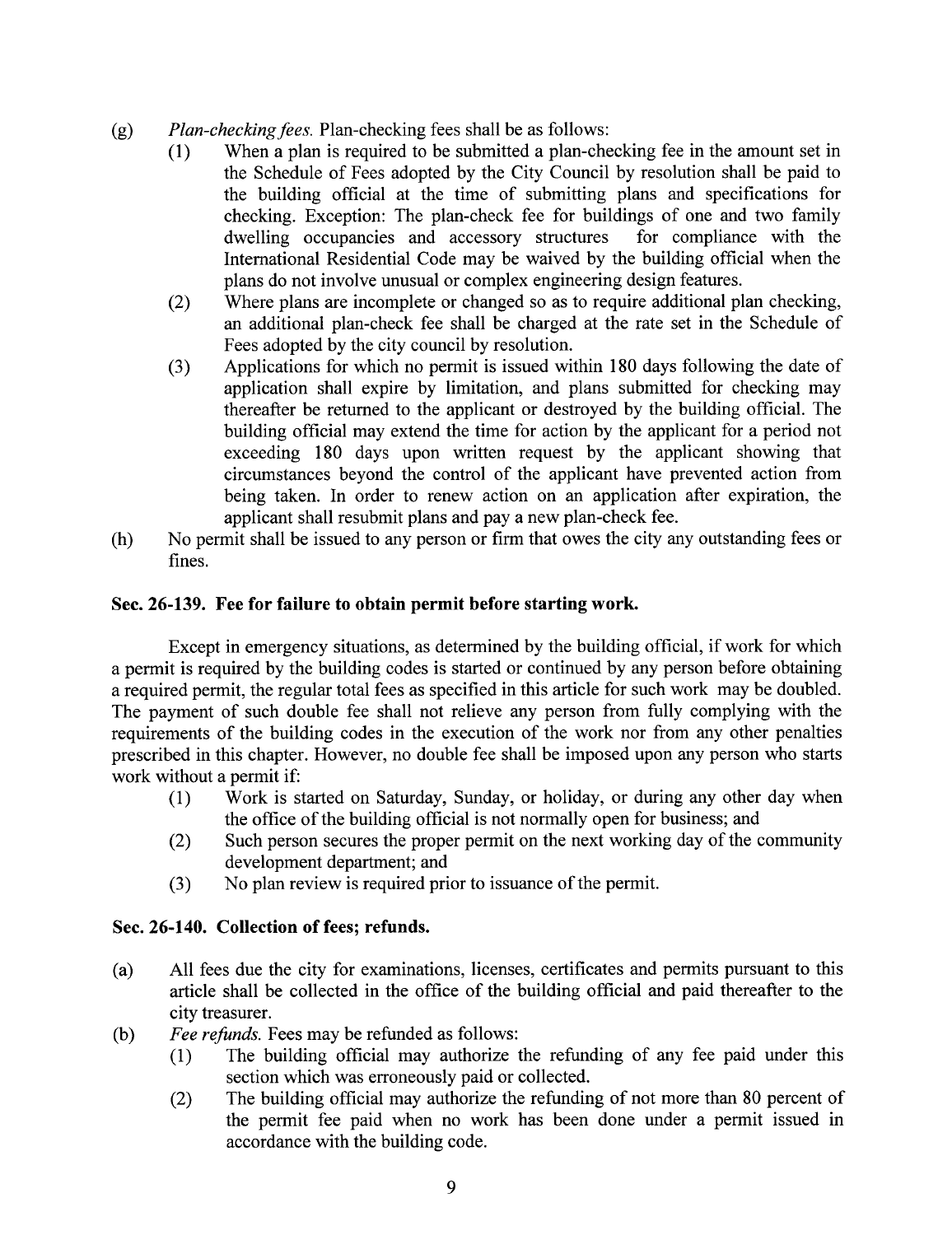(g) *Plan-checking fees.* Plan-checking fees shall be as follows:

   (1) When a plan is required to be submitted a plan-checking fee in the amount set in the Schedule of Fees adopted by the City Council by resolution shall be paid to the building official at the time of submitting plans and specifications for checking. Exception: The plan-check fee for buildings of one and two family dwelling occupancies and accessory structures for compliance with the International Residential Code may be waived by the building official when the plans do not involve unusual or complex engineering design features.

   (2) Where plans are incomplete or changed so as to require additional plan checking, an additional plan-check fee shall be charged at the rate set in the Schedule of Fees adopted by the city council by resolution.

   (3) Applications for which no permit is issued within 180 days following the date of application shall expire by limitation, and plans submitted for checking may thereafter be returned to the applicant or destroyed by the building official. The building official may extend the time for action by the applicant for a period not exceeding 180 days upon written request by the applicant showing that circumstances beyond the control of the applicant have prevented action from being taken. In order to renew action on an application after expiration, the applicant shall resubmit plans and pay a new plan-check fee.

(h) No permit shall be issued to any person or firm that owes the city any outstanding fees or fines.

### Sec. 26-139. Fee for failure to obtain permit before starting work.

Except in emergency situations, as determined by the building official, if work for which a permit is required by the building codes is started or continued by any person before obtaining a required permit, the regular total fees as specified in this article for such work may be doubled. The payment of such double fee shall not relieve any person from fully complying with the requirements of the building codes in the execution of the work nor from any other penalties prescribed in this chapter. However, no double fee shall be imposed upon any person who starts work without a permit if:

   (1) Work is started on Saturday, Sunday, or holiday, or during any other day when the office of the building official is not normally open for business; and

   (2) Such person secures the proper permit on the next working day of the community development department; and

   (3) No plan review is required prior to issuance of the permit.

### Sec. 26-140. Collection of fees; refunds.

(a) All fees due the city for examinations, licenses, certificates and permits pursuant to this article shall be collected in the office of the building official and paid thereafter to the city treasurer.

(b) *Fee refunds.* Fees may be refunded as follows:

   (1) The building official may authorize the refunding of any fee paid under this section which was erroneously paid or collected.

   (2) The building official may authorize the refunding of not more than 80 percent of the permit fee paid when no work has been done under a permit issued in accordance with the building code.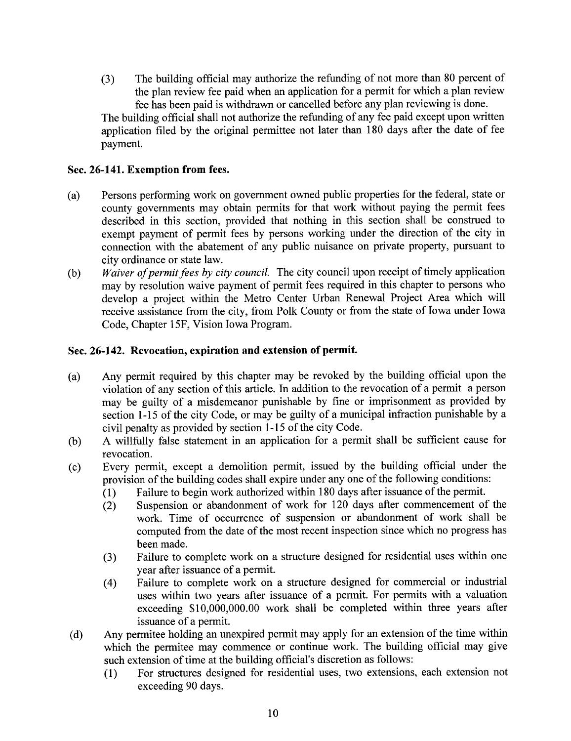(3) The building official may authorize the refunding of not more than 80 percent of the plan review fee paid when an application for a permit for which a plan review fee has been paid is withdrawn or cancelled before any plan reviewing is done.

The building official shall not authorize the refunding of any fee paid except upon written application filed by the original permittee not later than 180 days after the date of fee payment.

### Sec. 26-141. Exemption from fees.

(a) Persons performing work on government owned public properties for the federal, state or county governments may obtain permits for that work without paying the permit fees described in this section, provided that nothing in this section shall be construed to exempt payment of permit fees by persons working under the direction of the city in connection with the abatement of any public nuisance on private property, pursuant to city ordinance or state law.

(b) *Waiver of permit fees by city council.* The city council upon receipt of timely application may by resolution waive payment of permit fees required in this chapter to persons who develop a project within the Metro Center Urban Renewal Project Area which will receive assistance from the city, from Polk County or from the state of Iowa under Iowa Code, Chapter 15F, Vision Iowa Program.

### Sec. 26-142. Revocation, expiration and extension of permit.

(a) Any permit required by this chapter may be revoked by the building official upon the violation of any section of this article. In addition to the revocation of a permit a person may be guilty of a misdemeanor punishable by fine or imprisonment as provided by section 1-15 of the city Code, or may be guilty of a municipal infraction punishable by a civil penalty as provided by section 1-15 of the city Code.

(b) A willfully false statement in an application for a permit shall be sufficient cause for revocation.

(c) Every permit, except a demolition permit, issued by the building official under the provision of the building codes shall expire under any one of the following conditions:

  (1) Failure to begin work authorized within 180 days after issuance of the permit.

  (2) Suspension or abandonment of work for 120 days after commencement of the work. Time of occurrence of suspension or abandonment of work shall be computed from the date of the most recent inspection since which no progress has been made.

  (3) Failure to complete work on a structure designed for residential uses within one year after issuance of a permit.

  (4) Failure to complete work on a structure designed for commercial or industrial uses within two years after issuance of a permit. For permits with a valuation exceeding $10,000,000.00 work shall be completed within three years after issuance of a permit.

(d) Any permitee holding an unexpired permit may apply for an extension of the time within which the permitee may commence or continue work. The building official may give such extension of time at the building official's discretion as follows:

  (1) For structures designed for residential uses, two extensions, each extension not exceeding 90 days.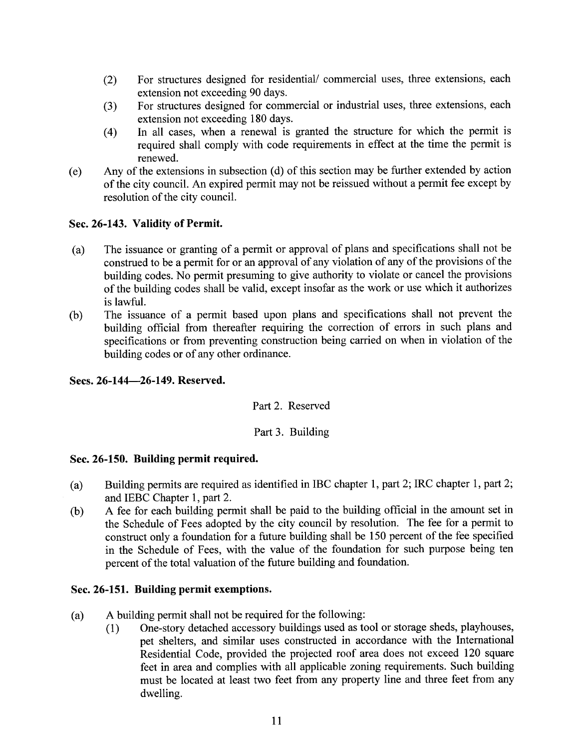(2) For structures designed for residential/ commercial uses, three extensions, each extension not exceeding 90 days.

(3) For structures designed for commercial or industrial uses, three extensions, each extension not exceeding 180 days.

(4) In all cases, when a renewal is granted the structure for which the permit is required shall comply with code requirements in effect at the time the permit is renewed.

(e) Any of the extensions in subsection (d) of this section may be further extended by action of the city council. An expired permit may not be reissued without a permit fee except by resolution of the city council.

**Sec. 26-143. Validity of Permit.**

(a) The issuance or granting of a permit or approval of plans and specifications shall not be construed to be a permit for or an approval of any violation of any of the provisions of the building codes. No permit presuming to give authority to violate or cancel the provisions of the building codes shall be valid, except insofar as the work or use which it authorizes is lawful.

(b) The issuance of a permit based upon plans and specifications shall not prevent the building official from thereafter requiring the correction of errors in such plans and specifications or from preventing construction being carried on when in violation of the building codes or of any other ordinance.

**Secs. 26-144—26-149. Reserved.**

Part 2. Reserved

Part 3. Building

**Sec. 26-150. Building permit required.**

(a) Building permits are required as identified in IBC chapter 1, part 2; IRC chapter 1, part 2; and IEBC Chapter 1, part 2.

(b) A fee for each building permit shall be paid to the building official in the amount set in the Schedule of Fees adopted by the city council by resolution. The fee for a permit to construct only a foundation for a future building shall be 150 percent of the fee specified in the Schedule of Fees, with the value of the foundation for such purpose being ten percent of the total valuation of the future building and foundation.

**Sec. 26-151. Building permit exemptions.**

(a) A building permit shall not be required for the following:

(1) One-story detached accessory buildings used as tool or storage sheds, playhouses, pet shelters, and similar uses constructed in accordance with the International Residential Code, provided the projected roof area does not exceed 120 square feet in area and complies with all applicable zoning requirements. Such building must be located at least two feet from any property line and three feet from any dwelling.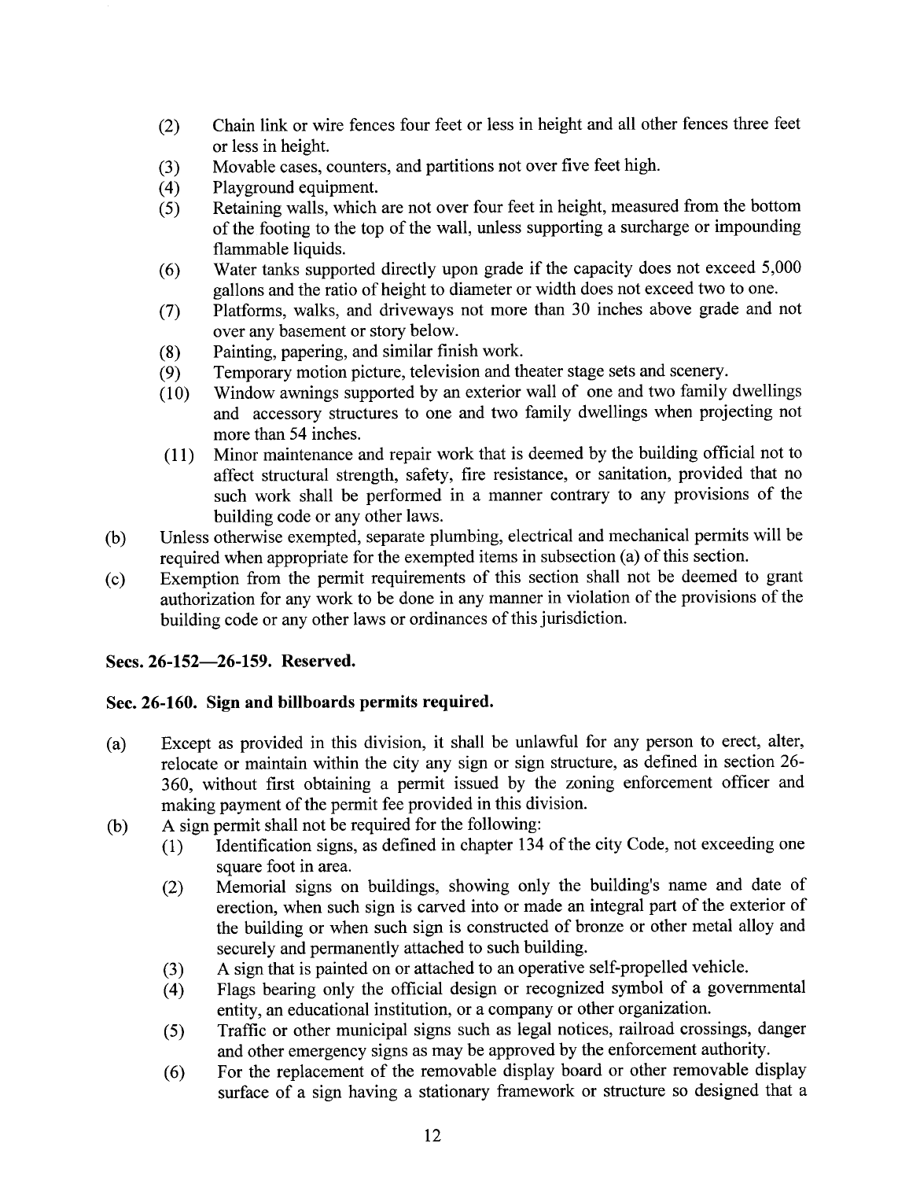(2) Chain link or wire fences four feet or less in height and all other fences three feet or less in height.

(3) Movable cases, counters, and partitions not over five feet high.

(4) Playground equipment.

(5) Retaining walls, which are not over four feet in height, measured from the bottom of the footing to the top of the wall, unless supporting a surcharge or impounding flammable liquids.

(6) Water tanks supported directly upon grade if the capacity does not exceed 5,000 gallons and the ratio of height to diameter or width does not exceed two to one.

(7) Platforms, walks, and driveways not more than 30 inches above grade and not over any basement or story below.

(8) Painting, papering, and similar finish work.

(9) Temporary motion picture, television and theater stage sets and scenery.

(10) Window awnings supported by an exterior wall of one and two family dwellings and accessory structures to one and two family dwellings when projecting not more than 54 inches.

(11) Minor maintenance and repair work that is deemed by the building official not to affect structural strength, safety, fire resistance, or sanitation, provided that no such work shall be performed in a manner contrary to any provisions of the building code or any other laws.

(b) Unless otherwise exempted, separate plumbing, electrical and mechanical permits will be required when appropriate for the exempted items in subsection (a) of this section.

(c) Exemption from the permit requirements of this section shall not be deemed to grant authorization for any work to be done in any manner in violation of the provisions of the building code or any other laws or ordinances of this jurisdiction.

**Secs. 26-152—26-159. Reserved.**

**Sec. 26-160. Sign and billboards permits required.**

(a) Except as provided in this division, it shall be unlawful for any person to erect, alter, relocate or maintain within the city any sign or sign structure, as defined in section 26-360, without first obtaining a permit issued by the zoning enforcement officer and making payment of the permit fee provided in this division.

(b) A sign permit shall not be required for the following:

(1) Identification signs, as defined in chapter 134 of the city Code, not exceeding one square foot in area.

(2) Memorial signs on buildings, showing only the building's name and date of erection, when such sign is carved into or made an integral part of the exterior of the building or when such sign is constructed of bronze or other metal alloy and securely and permanently attached to such building.

(3) A sign that is painted on or attached to an operative self-propelled vehicle.

(4) Flags bearing only the official design or recognized symbol of a governmental entity, an educational institution, or a company or other organization.

(5) Traffic or other municipal signs such as legal notices, railroad crossings, danger and other emergency signs as may be approved by the enforcement authority.

(6) For the replacement of the removable display board or other removable display surface of a sign having a stationary framework or structure so designed that a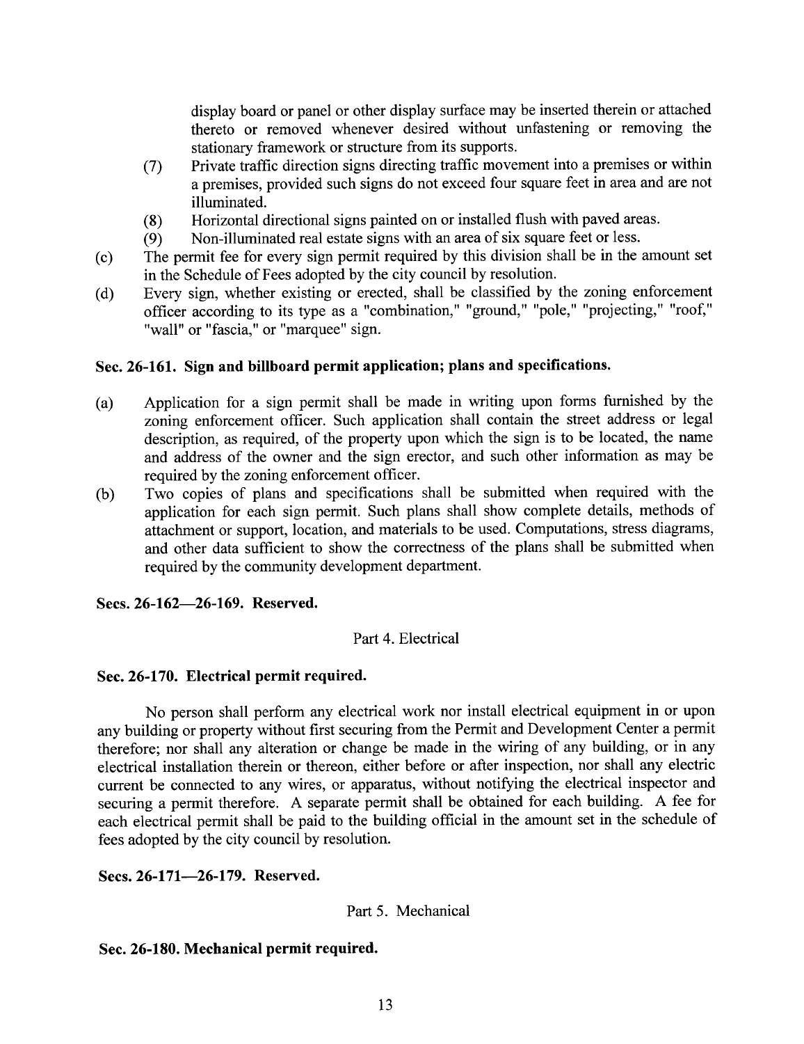display board or panel or other display surface may be inserted therein or attached thereto or removed whenever desired without unfastening or removing the stationary framework or structure from its supports.

(7) Private traffic direction signs directing traffic movement into a premises or within a premises, provided such signs do not exceed four square feet in area and are not illuminated.

(8) Horizontal directional signs painted on or installed flush with paved areas.

(9) Non-illuminated real estate signs with an area of six square feet or less.

(c) The permit fee for every sign permit required by this division shall be in the amount set in the Schedule of Fees adopted by the city council by resolution.

(d) Every sign, whether existing or erected, shall be classified by the zoning enforcement officer according to its type as a "combination," "ground," "pole," "projecting," "roof," "wall" or "fascia," or "marquee" sign.

**Sec. 26-161. Sign and billboard permit application; plans and specifications.**

(a) Application for a sign permit shall be made in writing upon forms furnished by the zoning enforcement officer. Such application shall contain the street address or legal description, as required, of the property upon which the sign is to be located, the name and address of the owner and the sign erector, and such other information as may be required by the zoning enforcement officer.

(b) Two copies of plans and specifications shall be submitted when required with the application for each sign permit. Such plans shall show complete details, methods of attachment or support, location, and materials to be used. Computations, stress diagrams, and other data sufficient to show the correctness of the plans shall be submitted when required by the community development department.

**Secs. 26-162—26-169. Reserved.**

Part 4. Electrical

**Sec. 26-170. Electrical permit required.**

No person shall perform any electrical work nor install electrical equipment in or upon any building or property without first securing from the Permit and Development Center a permit therefore; nor shall any alteration or change be made in the wiring of any building, or in any electrical installation therein or thereon, either before or after inspection, nor shall any electric current be connected to any wires, or apparatus, without notifying the electrical inspector and securing a permit therefore. A separate permit shall be obtained for each building. A fee for each electrical permit shall be paid to the building official in the amount set in the schedule of fees adopted by the city council by resolution.

**Secs. 26-171—26-179. Reserved.**

Part 5. Mechanical

**Sec. 26-180. Mechanical permit required.**